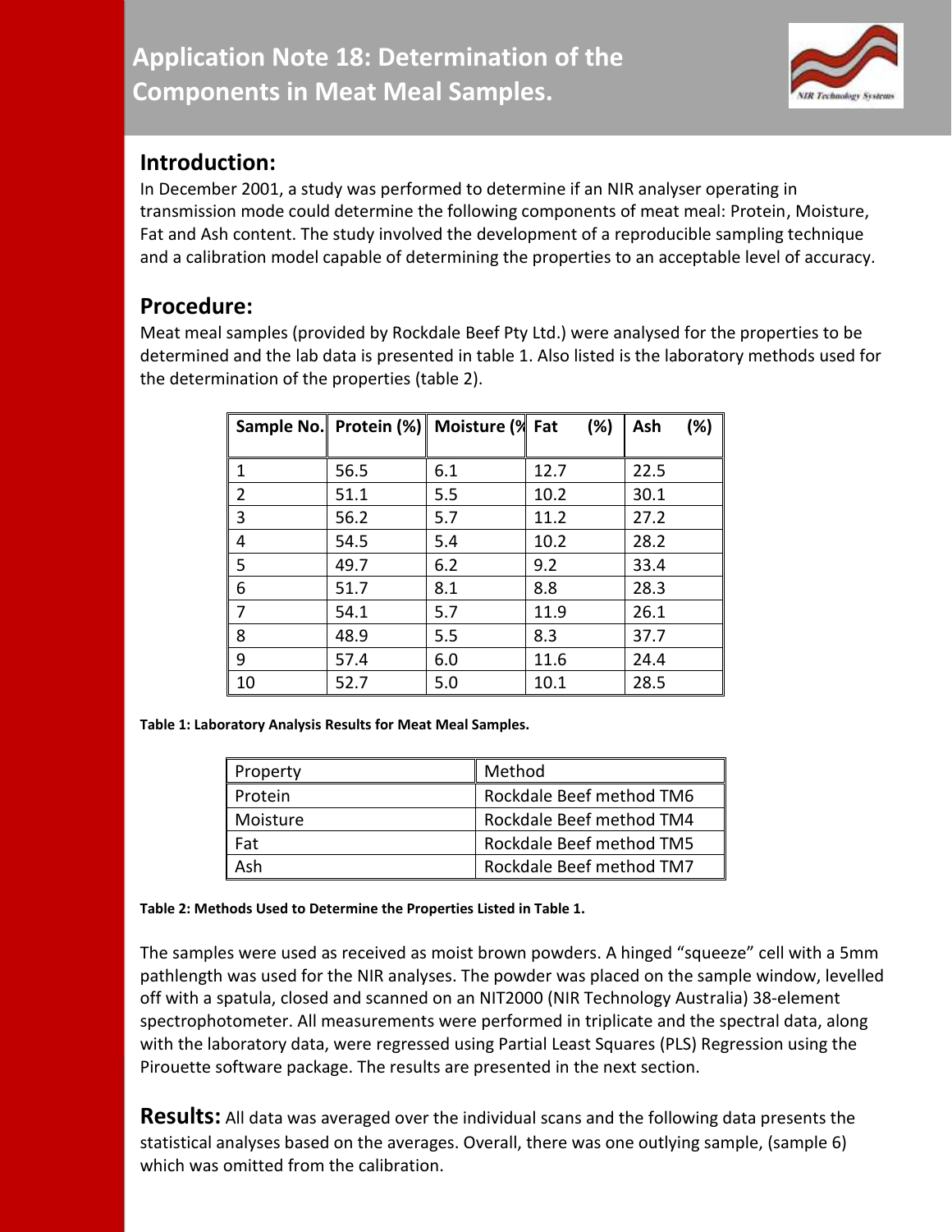# Application Note 18: Determination of the Components in Meat Meal Samples.

## Introduction:

In December 2001, a study was performed to determine if an NIR analyser operating in transmission mode could determine the following components of meat meal: Protein, Moisture, Fat and Ash content. The study involved the development of a reproducible sampling technique and a calibration model capable of determining the properties to an acceptable level of accuracy.

## Procedure:

Meat meal samples (provided by Rockdale Beef Pty Ltd.) were analysed for the properties to be determined and the lab data is presented in table 1. Also listed is the laboratory methods used for the determination of the properties (table 2).

| Sample No. | Protein (%) | Moisture (% | Fat (%) | Ash (%) |
|---|---|---|---|---|
| 1 | 56.5 | 6.1 | 12.7 | 22.5 |
| 2 | 51.1 | 5.5 | 10.2 | 30.1 |
| 3 | 56.2 | 5.7 | 11.2 | 27.2 |
| 4 | 54.5 | 5.4 | 10.2 | 28.2 |
| 5 | 49.7 | 6.2 | 9.2 | 33.4 |
| 6 | 51.7 | 8.1 | 8.8 | 28.3 |
| 7 | 54.1 | 5.7 | 11.9 | 26.1 |
| 8 | 48.9 | 5.5 | 8.3 | 37.7 |
| 9 | 57.4 | 6.0 | 11.6 | 24.4 |
| 10 | 52.7 | 5.0 | 10.1 | 28.5 |

**Table 1: Laboratory Analysis Results for Meat Meal Samples.**

| Property | Method |
|---|---|
| Protein | Rockdale Beef method TM6 |
| Moisture | Rockdale Beef method TM4 |
| Fat | Rockdale Beef method TM5 |
| Ash | Rockdale Beef method TM7 |

**Table 2: Methods Used to Determine the Properties Listed in Table 1.**

The samples were used as received as moist brown powders. A hinged "squeeze" cell with a 5mm pathlength was used for the NIR analyses. The powder was placed on the sample window, levelled off with a spatula, closed and scanned on an NIT2000 (NIR Technology Australia) 38-element spectrophotometer. All measurements were performed in triplicate and the spectral data, along with the laboratory data, were regressed using Partial Least Squares (PLS) Regression using the Pirouette software package. The results are presented in the next section.

## Results:

All data was averaged over the individual scans and the following data presents the statistical analyses based on the averages. Overall, there was one outlying sample, (sample 6) which was omitted from the calibration.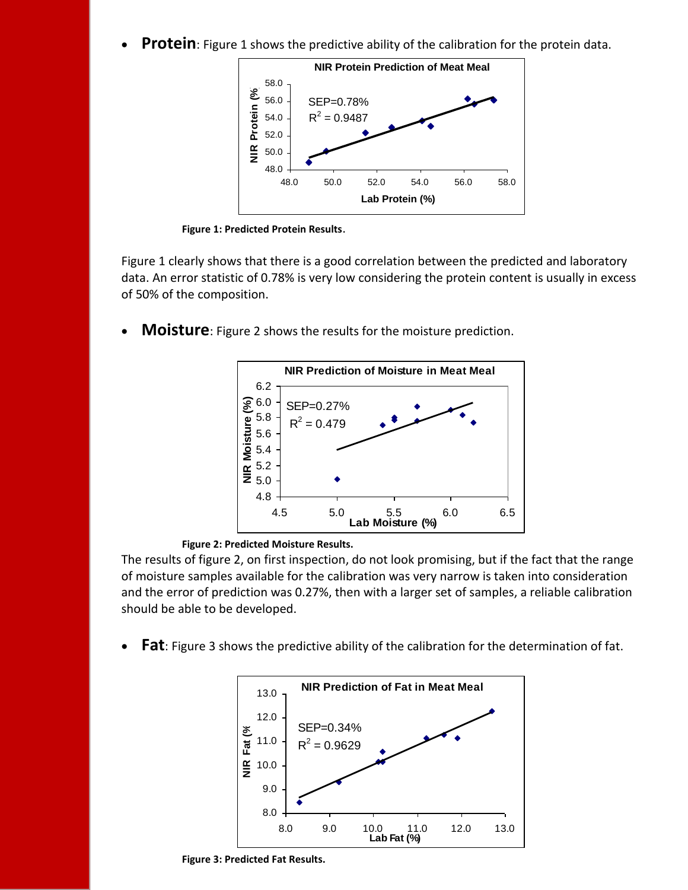- **Protein**: Figure 1 shows the predictive ability of the calibration for the protein data.

**Figure 1: Predicted Protein Results.**

Figure 1 clearly shows that there is a good correlation between the predicted and laboratory data. An error statistic of 0.78% is very low considering the protein content is usually in excess of 50% of the composition.

- **Moisture**: Figure 2 shows the results for the moisture prediction.

**Figure 2: Predicted Moisture Results.**

The results of figure 2, on first inspection, do not look promising, but if the fact that the range of moisture samples available for the calibration was very narrow is taken into consideration and the error of prediction was 0.27%, then with a larger set of samples, a reliable calibration should be able to be developed.

- **Fat**: Figure 3 shows the predictive ability of the calibration for the determination of fat.

**Figure 3: Predicted Fat Results.**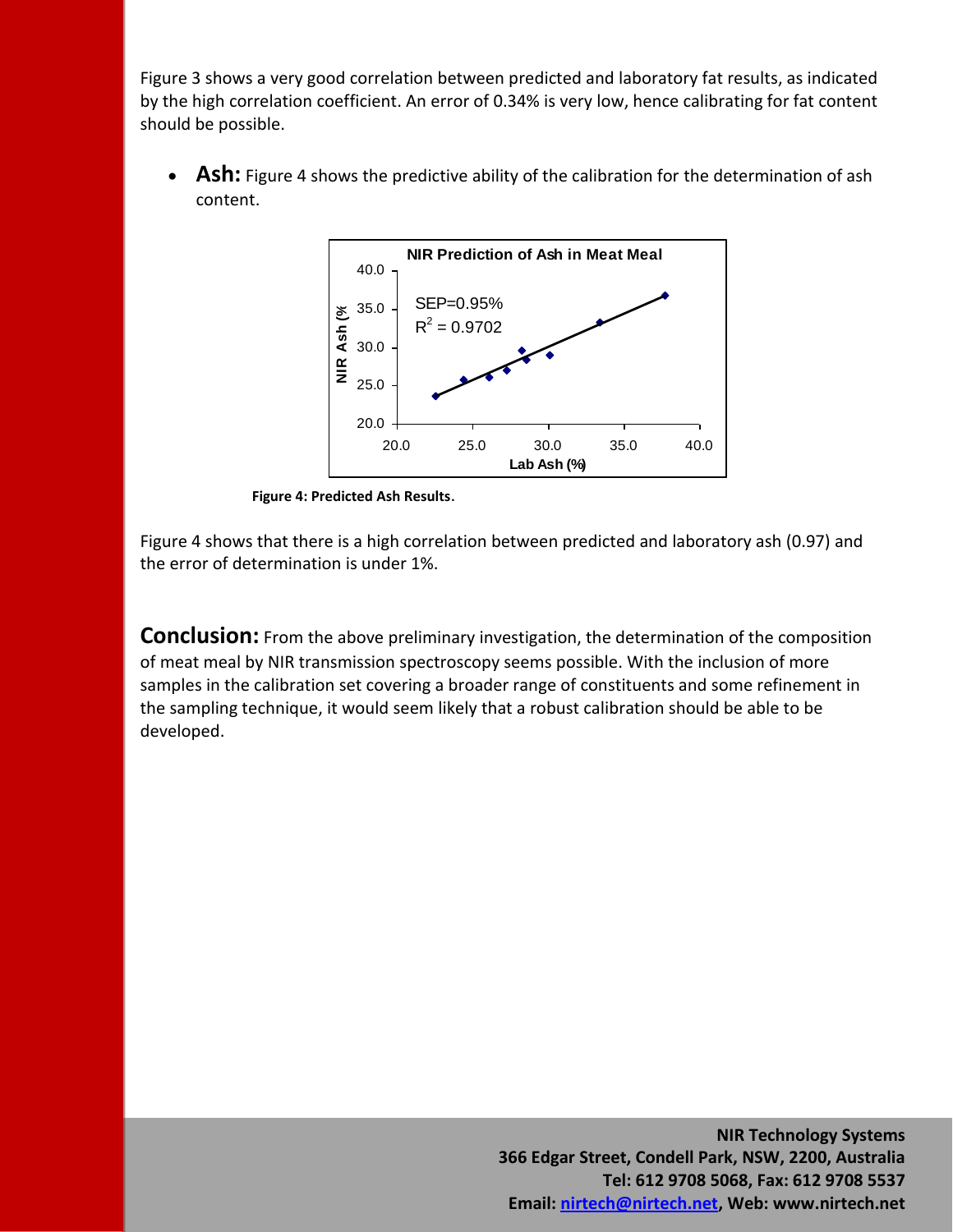Figure 3 shows a very good correlation between predicted and laboratory fat results, as indicated by the high correlation coefficient. An error of 0.34% is very low, hence calibrating for fat content should be possible.

- **Ash:** Figure 4 shows the predictive ability of the calibration for the determination of ash content.

NIR Prediction of Ash in Meat Meal

SEP=0.95%

$R^2$ = 0.9702

NIR Ash (%

40.0
35.0
30.0
25.0
20.0

20.0 25.0 30.0 35.0 40.0

Lab Ash (%)

**Figure 4: Predicted Ash Results.**

Figure 4 shows that there is a high correlation between predicted and laboratory ash (0.97) and the error of determination is under 1%.

**Conclusion:** From the above preliminary investigation, the determination of the composition of meat meal by NIR transmission spectroscopy seems possible. With the inclusion of more samples in the calibration set covering a broader range of constituents and some refinement in the sampling technique, it would seem likely that a robust calibration should be able to be developed.

**NIR Technology Systems**
**366 Edgar Street, Condell Park, NSW, 2200, Australia**
**Tel: 612 9708 5068, Fax: 612 9708 5537**
**Email: nirtech@nirtech.net, Web: www.nirtech.net**